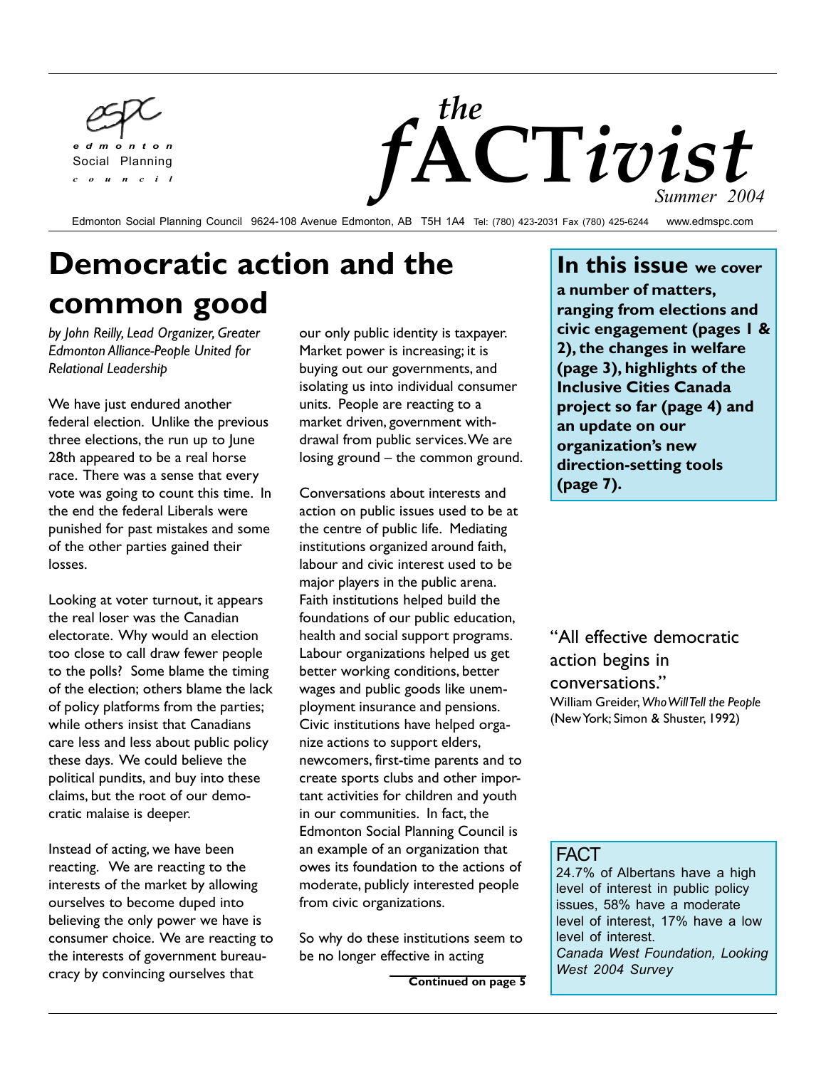espc
edmonton
Social Planning
council

# the fACTivist

*Summer 2004*

Edmonton Social Planning Council 9624-108 Avenue Edmonton, AB T5H 1A4 Tel: (780) 423-2031 Fax (780) 425-6244 www.edmspc.com

## Democratic action and the common good

*by John Reilly, Lead Organizer, Greater Edmonton Alliance-People United for Relational Leadership*

We have just endured another federal election. Unlike the previous three elections, the run up to June 28th appeared to be a real horse race. There was a sense that every vote was going to count this time. In the end the federal Liberals were punished for past mistakes and some of the other parties gained their losses.

Looking at voter turnout, it appears the real loser was the Canadian electorate. Why would an election too close to call draw fewer people to the polls? Some blame the timing of the election; others blame the lack of policy platforms from the parties; while others insist that Canadians care less and less about public policy these days. We could believe the political pundits, and buy into these claims, but the root of our democratic malaise is deeper.

Instead of acting, we have been reacting. We are reacting to the interests of the market by allowing ourselves to become duped into believing the only power we have is consumer choice. We are reacting to the interests of government bureaucracy by convincing ourselves that our only public identity is taxpayer. Market power is increasing; it is buying out our governments, and isolating us into individual consumer units. People are reacting to a market driven, government withdrawal from public services. We are losing ground – the common ground.

Conversations about interests and action on public issues used to be at the centre of public life. Mediating institutions organized around faith, labour and civic interest used to be major players in the public arena. Faith institutions helped build the foundations of our public education, health and social support programs. Labour organizations helped us get better working conditions, better wages and public goods like unemployment insurance and pensions. Civic institutions have helped organize actions to support elders, newcomers, first-time parents and to create sports clubs and other important activities for children and youth in our communities. In fact, the Edmonton Social Planning Council is an example of an organization that owes its foundation to the actions of moderate, publicly interested people from civic organizations.

So why do these institutions seem to be no longer effective in acting

**Continued on page 5**

**In this issue we cover a number of matters, ranging from elections and civic engagement (pages 1 & 2), the changes in welfare (page 3), highlights of the Inclusive Cities Canada project so far (page 4) and an update on our organization's new direction-setting tools (page 7).**

"All effective democratic action begins in conversations."
William Greider, *Who Will Tell the People* (New York; Simon & Shuster, 1992)

**FACT**
24.7% of Albertans have a high level of interest in public policy issues, 58% have a moderate level of interest, 17% have a low level of interest.
*Canada West Foundation, Looking West 2004 Survey*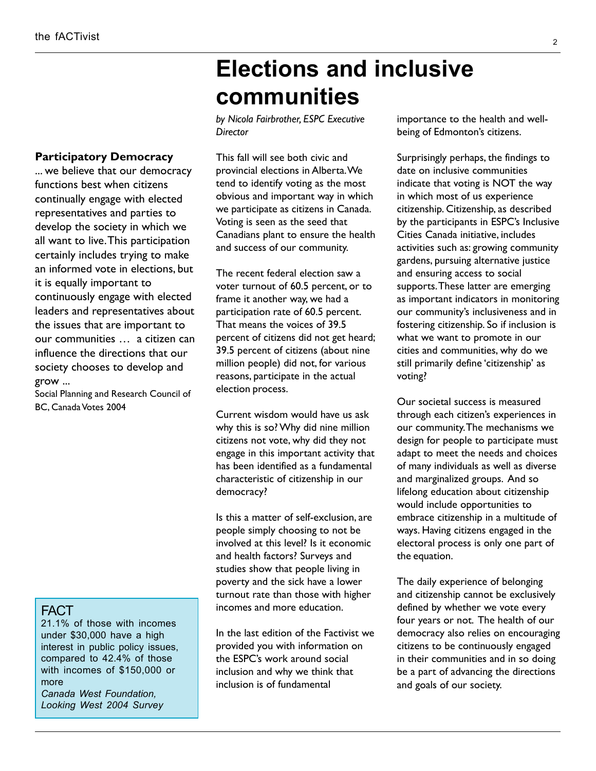# Elections and inclusive communities

*by Nicola Fairbrother, ESPC Executive Director*

This fall will see both civic and provincial elections in Alberta. We tend to identify voting as the most obvious and important way in which we participate as citizens in Canada. Voting is seen as the seed that Canadians plant to ensure the health and success of our community.

The recent federal election saw a voter turnout of 60.5 percent, or to frame it another way, we had a participation rate of 60.5 percent. That means the voices of 39.5 percent of citizens did not get heard; 39.5 percent of citizens (about nine million people) did not, for various reasons, participate in the actual election process.

Current wisdom would have us ask why this is so? Why did nine million citizens not vote, why did they not engage in this important activity that has been identified as a fundamental characteristic of citizenship in our democracy?

Is this a matter of self-exclusion, are people simply choosing to not be involved at this level? Is it economic and health factors? Surveys and studies show that people living in poverty and the sick have a lower turnout rate than those with higher incomes and more education.

In the last edition of the Factivist we provided you with information on the ESPC's work around social inclusion and why we think that inclusion is of fundamental importance to the health and well-being of Edmonton's citizens.

Surprisingly perhaps, the findings to date on inclusive communities indicate that voting is NOT the way in which most of us experience citizenship. Citizenship, as described by the participants in ESPC's Inclusive Cities Canada initiative, includes activities such as: growing community gardens, pursuing alternative justice and ensuring access to social supports. These latter are emerging as important indicators in monitoring our community's inclusiveness and in fostering citizenship. So if inclusion is what we want to promote in our cities and communities, why do we still primarily define 'citizenship' as voting?

Our societal success is measured through each citizen's experiences in our community. The mechanisms we design for people to participate must adapt to meet the needs and choices of many individuals as well as diverse and marginalized groups. And so lifelong education about citizenship would include opportunities to embrace citizenship in a multitude of ways. Having citizens engaged in the electoral process is only one part of the equation.

The daily experience of belonging and citizenship cannot be exclusively defined by whether we vote every four years or not. The health of our democracy also relies on encouraging citizens to be continuously engaged in their communities and in so doing be a part of advancing the directions and goals of our society.

**Participatory Democracy**

... we believe that our democracy functions best when citizens continually engage with elected representatives and parties to develop the society in which we all want to live. This participation certainly includes trying to make an informed vote in elections, but it is equally important to continuously engage with elected leaders and representatives about the issues that are important to our communities … a citizen can influence the directions that our society chooses to develop and grow ...

Social Planning and Research Council of BC, Canada Votes 2004

**FACT**

21.1% of those with incomes under $30,000 have a high interest in public policy issues, compared to 42.4% of those with incomes of $150,000 or more

*Canada West Foundation, Looking West 2004 Survey*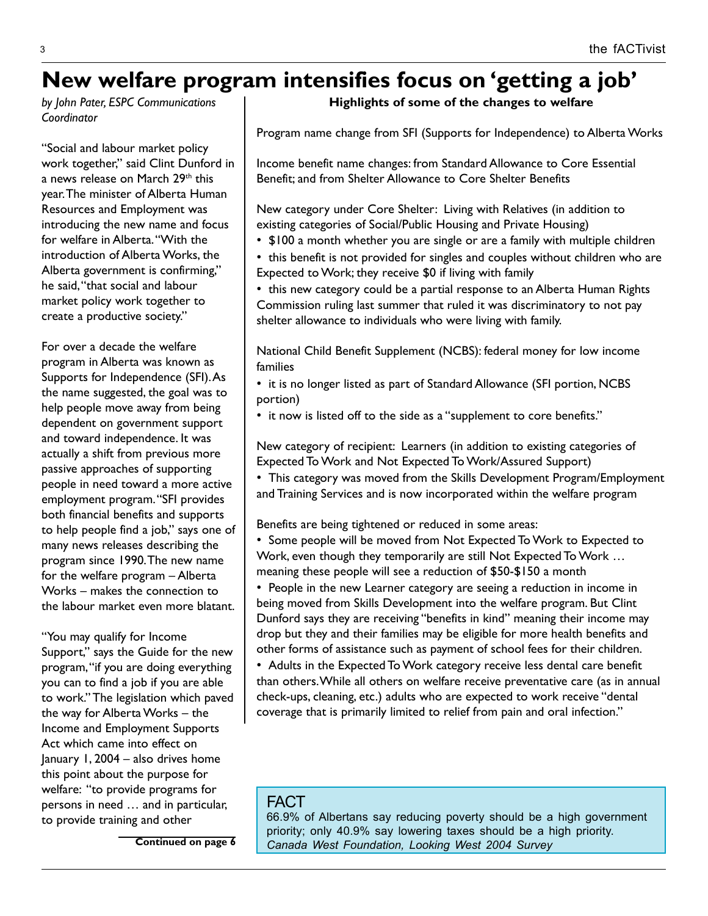# New welfare program intensifies focus on 'getting a job'

*by John Pater, ESPC Communications Coordinator*

"Social and labour market policy work together," said Clint Dunford in a news release on March 29th this year. The minister of Alberta Human Resources and Employment was introducing the new name and focus for welfare in Alberta. "With the introduction of Alberta Works, the Alberta government is confirming," he said, "that social and labour market policy work together to create a productive society."

For over a decade the welfare program in Alberta was known as Supports for Independence (SFI). As the name suggested, the goal was to help people move away from being dependent on government support and toward independence. It was actually a shift from previous more passive approaches of supporting people in need toward a more active employment program. "SFI provides both financial benefits and supports to help people find a job," says one of many news releases describing the program since 1990. The new name for the welfare program – Alberta Works – makes the connection to the labour market even more blatant.

"You may qualify for Income Support," says the Guide for the new program, "if you are doing everything you can to find a job if you are able to work." The legislation which paved the way for Alberta Works – the Income and Employment Supports Act which came into effect on January 1, 2004 – also drives home this point about the purpose for welfare: "to provide programs for persons in need … and in particular, to provide training and other

**Continued on page 6**

**Highlights of some of the changes to welfare**

Program name change from SFI (Supports for Independence) to Alberta Works

Income benefit name changes: from Standard Allowance to Core Essential Benefit; and from Shelter Allowance to Core Shelter Benefits

New category under Core Shelter: Living with Relatives (in addition to existing categories of Social/Public Housing and Private Housing)

- $100 a month whether you are single or are a family with multiple children
- this benefit is not provided for singles and couples without children who are Expected to Work; they receive $0 if living with family
- this new category could be a partial response to an Alberta Human Rights Commission ruling last summer that ruled it was discriminatory to not pay shelter allowance to individuals who were living with family.

National Child Benefit Supplement (NCBS): federal money for low income families

- it is no longer listed as part of Standard Allowance (SFI portion, NCBS portion)
- it now is listed off to the side as a "supplement to core benefits."

New category of recipient: Learners (in addition to existing categories of Expected To Work and Not Expected To Work/Assured Support)

- This category was moved from the Skills Development Program/Employment and Training Services and is now incorporated within the welfare program

Benefits are being tightened or reduced in some areas:

- Some people will be moved from Not Expected To Work to Expected to Work, even though they temporarily are still Not Expected To Work … meaning these people will see a reduction of $50-$150 a month
- People in the new Learner category are seeing a reduction in income in being moved from Skills Development into the welfare program. But Clint Dunford says they are receiving "benefits in kind" meaning their income may drop but they and their families may be eligible for more health benefits and other forms of assistance such as payment of school fees for their children.
- Adults in the Expected To Work category receive less dental care benefit than others. While all others on welfare receive preventative care (as in annual check-ups, cleaning, etc.) adults who are expected to work receive "dental coverage that is primarily limited to relief from pain and oral infection."

**FACT**

66.9% of Albertans say reducing poverty should be a high government priority; only 40.9% say lowering taxes should be a high priority.
*Canada West Foundation, Looking West 2004 Survey*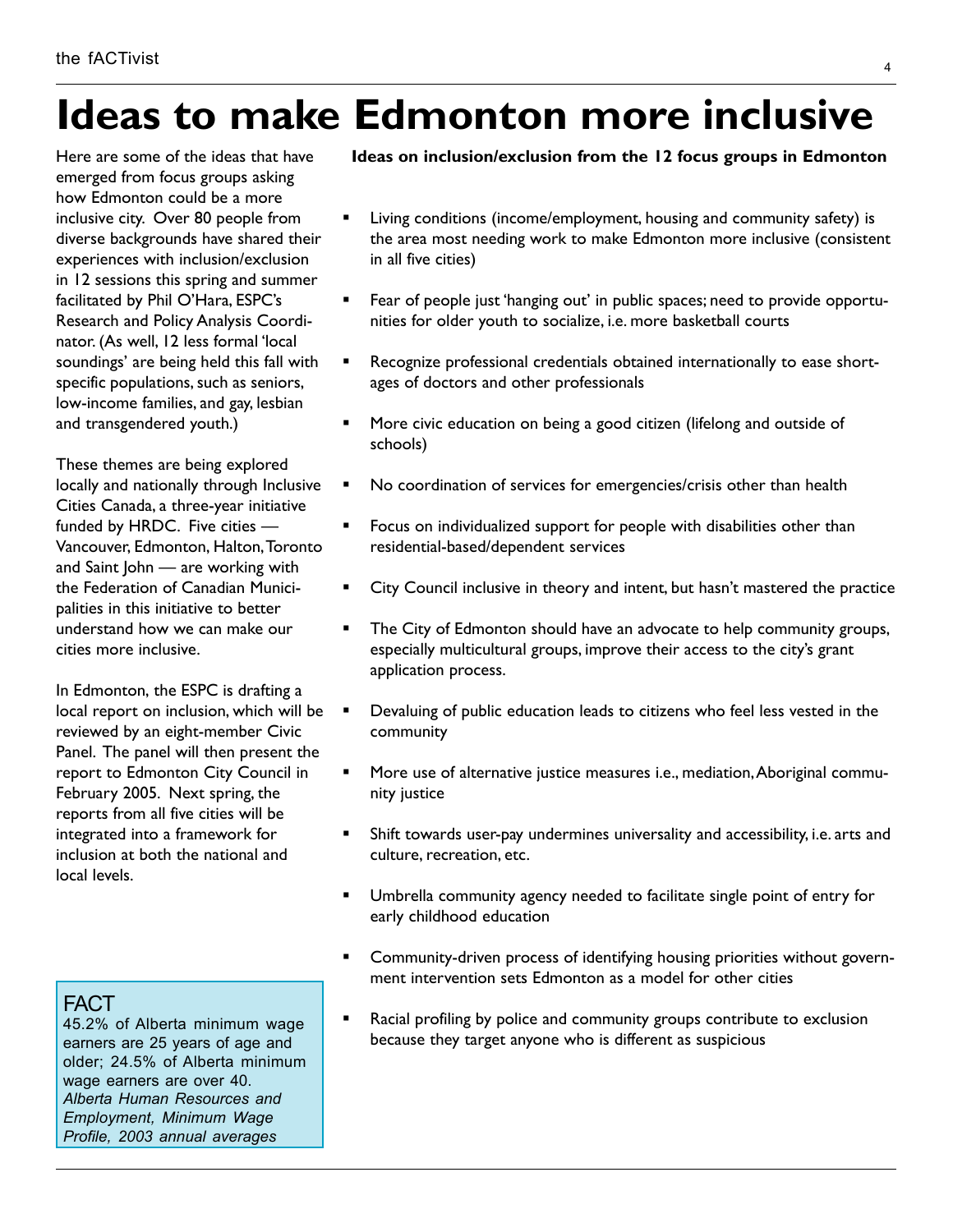# Ideas to make Edmonton more inclusive

Here are some of the ideas that have emerged from focus groups asking how Edmonton could be a more inclusive city. Over 80 people from diverse backgrounds have shared their experiences with inclusion/exclusion in 12 sessions this spring and summer facilitated by Phil O'Hara, ESPC's Research and Policy Analysis Coordinator. (As well, 12 less formal 'local soundings' are being held this fall with specific populations, such as seniors, low-income families, and gay, lesbian and transgendered youth.)

These themes are being explored locally and nationally through Inclusive Cities Canada, a three-year initiative funded by HRDC. Five cities — Vancouver, Edmonton, Halton, Toronto and Saint John — are working with the Federation of Canadian Municipalities in this initiative to better understand how we can make our cities more inclusive.

In Edmonton, the ESPC is drafting a local report on inclusion, which will be reviewed by an eight-member Civic Panel. The panel will then present the report to Edmonton City Council in February 2005. Next spring, the reports from all five cities will be integrated into a framework for inclusion at both the national and local levels.

**Ideas on inclusion/exclusion from the 12 focus groups in Edmonton**

- Living conditions (income/employment, housing and community safety) is the area most needing work to make Edmonton more inclusive (consistent in all five cities)
- Fear of people just 'hanging out' in public spaces; need to provide opportunities for older youth to socialize, i.e. more basketball courts
- Recognize professional credentials obtained internationally to ease shortages of doctors and other professionals
- More civic education on being a good citizen (lifelong and outside of schools)
- No coordination of services for emergencies/crisis other than health
- Focus on individualized support for people with disabilities other than residential-based/dependent services
- City Council inclusive in theory and intent, but hasn't mastered the practice
- The City of Edmonton should have an advocate to help community groups, especially multicultural groups, improve their access to the city's grant application process.
- Devaluing of public education leads to citizens who feel less vested in the community
- More use of alternative justice measures i.e., mediation, Aboriginal community justice
- Shift towards user-pay undermines universality and accessibility, i.e. arts and culture, recreation, etc.
- Umbrella community agency needed to facilitate single point of entry for early childhood education
- Community-driven process of identifying housing priorities without government intervention sets Edmonton as a model for other cities
- Racial profiling by police and community groups contribute to exclusion because they target anyone who is different as suspicious

**FACT**

45.2% of Alberta minimum wage earners are 25 years of age and older; 24.5% of Alberta minimum wage earners are over 40.
*Alberta Human Resources and Employment, Minimum Wage Profile, 2003 annual averages*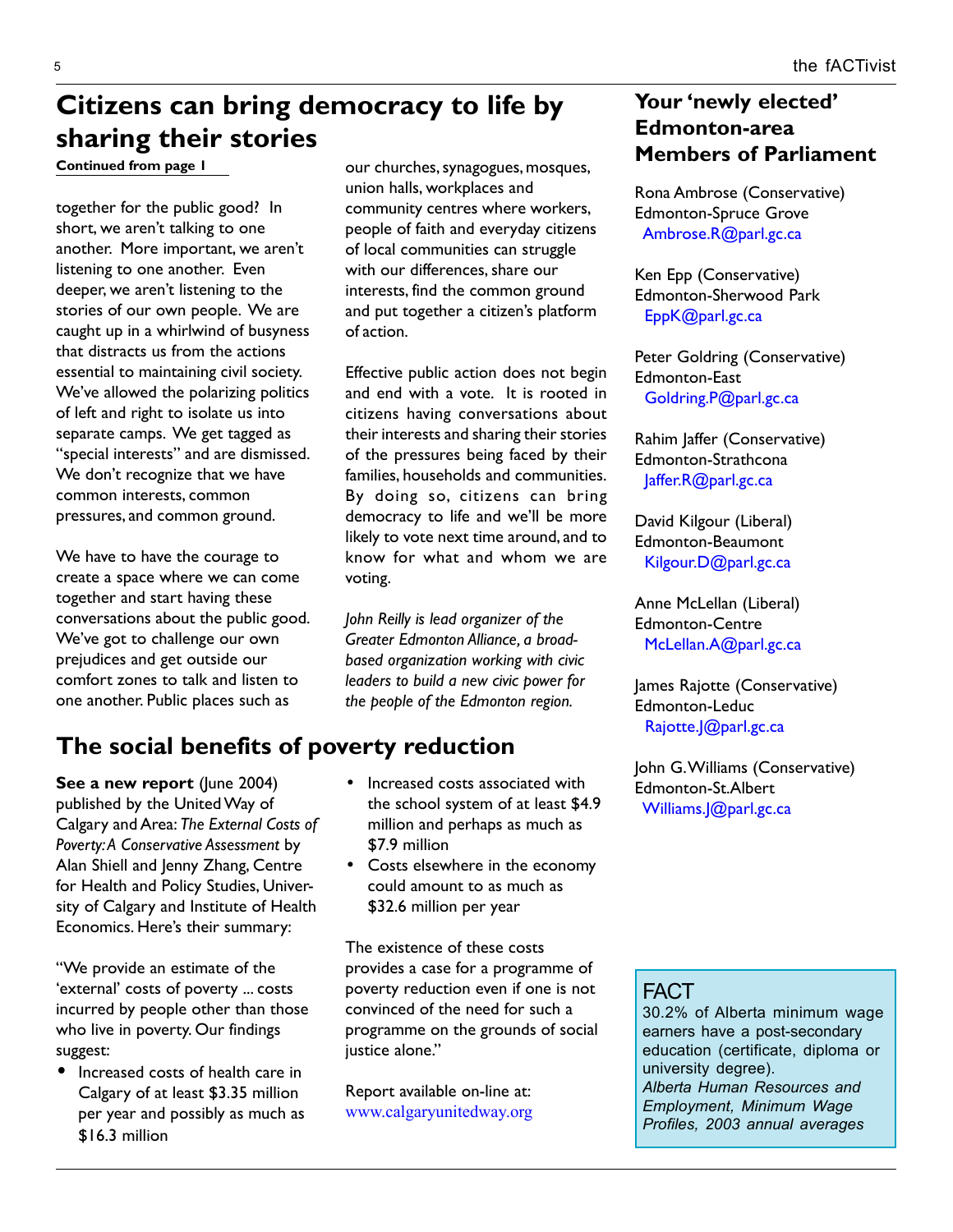# Citizens can bring democracy to life by sharing their stories

**Continued from page 1**

together for the public good? In short, we aren't talking to one another. More important, we aren't listening to one another. Even deeper, we aren't listening to the stories of our own people. We are caught up in a whirlwind of busyness that distracts us from the actions essential to maintaining civil society. We've allowed the polarizing politics of left and right to isolate us into separate camps. We get tagged as "special interests" and are dismissed. We don't recognize that we have common interests, common pressures, and common ground.

We have to have the courage to create a space where we can come together and start having these conversations about the public good. We've got to challenge our own prejudices and get outside our comfort zones to talk and listen to one another. Public places such as our churches, synagogues, mosques, union halls, workplaces and community centres where workers, people of faith and everyday citizens of local communities can struggle with our differences, share our interests, find the common ground and put together a citizen's platform of action.

Effective public action does not begin and end with a vote. It is rooted in citizens having conversations about their interests and sharing their stories of the pressures being faced by their families, households and communities. By doing so, citizens can bring democracy to life and we'll be more likely to vote next time around, and to know for what and whom we are voting.

*John Reilly is lead organizer of the Greater Edmonton Alliance, a broad-based organization working with civic leaders to build a new civic power for the people of the Edmonton region.*

## The social benefits of poverty reduction

**See a new report** (June 2004) published by the United Way of Calgary and Area: *The External Costs of Poverty: A Conservative Assessment* by Alan Shiell and Jenny Zhang, Centre for Health and Policy Studies, University of Calgary and Institute of Health Economics. Here's their summary:

"We provide an estimate of the 'external' costs of poverty ... costs incurred by people other than those who live in poverty. Our findings suggest:

- Increased costs of health care in Calgary of at least $3.35 million per year and possibly as much as $16.3 million
- Increased costs associated with the school system of at least $4.9 million and perhaps as much as $7.9 million
- Costs elsewhere in the economy could amount to as much as $32.6 million per year

The existence of these costs provides a case for a programme of poverty reduction even if one is not convinced of the need for such a programme on the grounds of social justice alone."

Report available on-line at: www.calgaryunitedway.org

## Your 'newly elected' Edmonton-area Members of Parliament

Rona Ambrose (Conservative)
Edmonton-Spruce Grove
Ambrose.R@parl.gc.ca

Ken Epp (Conservative)
Edmonton-Sherwood Park
EppK@parl.gc.ca

Peter Goldring (Conservative)
Edmonton-East
Goldring.P@parl.gc.ca

Rahim Jaffer (Conservative)
Edmonton-Strathcona
Jaffer.R@parl.gc.ca

David Kilgour (Liberal)
Edmonton-Beaumont
Kilgour.D@parl.gc.ca

Anne McLellan (Liberal)
Edmonton-Centre
McLellan.A@parl.gc.ca

James Rajotte (Conservative)
Edmonton-Leduc
Rajotte.J@parl.gc.ca

John G. Williams (Conservative)
Edmonton-St. Albert
Williams.J@parl.gc.ca

### FACT

30.2% of Alberta minimum wage earners have a post-secondary education (certificate, diploma or university degree).
*Alberta Human Resources and Employment, Minimum Wage Profiles, 2003 annual averages*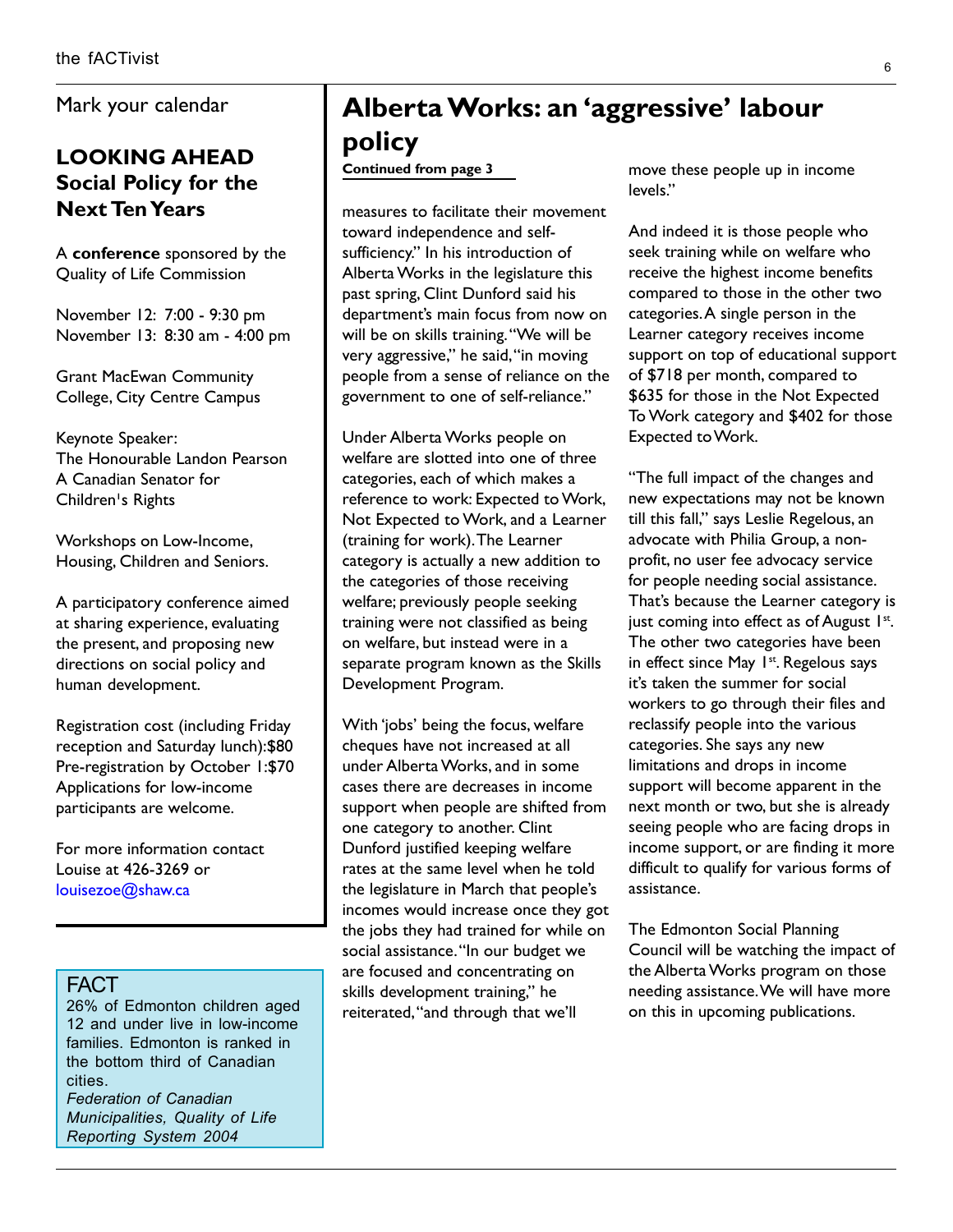Mark your calendar

## LOOKING AHEAD
## Social Policy for the Next Ten Years

A **conference** sponsored by the Quality of Life Commission

November 12: 7:00 - 9:30 pm
November 13: 8:30 am - 4:00 pm

Grant MacEwan Community College, City Centre Campus

Keynote Speaker:
The Honourable Landon Pearson
A Canadian Senator for Children's Rights

Workshops on Low-Income, Housing, Children and Seniors.

A participatory conference aimed at sharing experience, evaluating the present, and proposing new directions on social policy and human development.

Registration cost (including Friday reception and Saturday lunch):$80
Pre-registration by October 1:$70
Applications for low-income participants are welcome.

For more information contact Louise at 426-3269 or louisezoe@shaw.ca

### FACT

26% of Edmonton children aged 12 and under live in low-income families. Edmonton is ranked in the bottom third of Canadian cities.

*Federation of Canadian Municipalities, Quality of Life Reporting System 2004*

# Alberta Works: an 'aggressive' labour policy

**Continued from page 3**

measures to facilitate their movement toward independence and self-sufficiency." In his introduction of Alberta Works in the legislature this past spring, Clint Dunford said his department's main focus from now on will be on skills training. "We will be very aggressive," he said, "in moving people from a sense of reliance on the government to one of self-reliance."

Under Alberta Works people on welfare are slotted into one of three categories, each of which makes a reference to work: Expected to Work, Not Expected to Work, and a Learner (training for work). The Learner category is actually a new addition to the categories of those receiving welfare; previously people seeking training were not classified as being on welfare, but instead were in a separate program known as the Skills Development Program.

With 'jobs' being the focus, welfare cheques have not increased at all under Alberta Works, and in some cases there are decreases in income support when people are shifted from one category to another. Clint Dunford justified keeping welfare rates at the same level when he told the legislature in March that people's incomes would increase once they got the jobs they had trained for while on social assistance. "In our budget we are focused and concentrating on skills development training," he reiterated, "and through that we'll move these people up in income levels."

And indeed it is those people who seek training while on welfare who receive the highest income benefits compared to those in the other two categories. A single person in the Learner category receives income support on top of educational support of $718 per month, compared to $635 for those in the Not Expected To Work category and $402 for those Expected to Work.

"The full impact of the changes and new expectations may not be known till this fall," says Leslie Regelous, an advocate with Philia Group, a non-profit, no user fee advocacy service for people needing social assistance. That's because the Learner category is just coming into effect as of August 1st. The other two categories have been in effect since May 1st. Regelous says it's taken the summer for social workers to go through their files and reclassify people into the various categories. She says any new limitations and drops in income support will become apparent in the next month or two, but she is already seeing people who are facing drops in income support, or are finding it more difficult to qualify for various forms of assistance.

The Edmonton Social Planning Council will be watching the impact of the Alberta Works program on those needing assistance. We will have more on this in upcoming publications.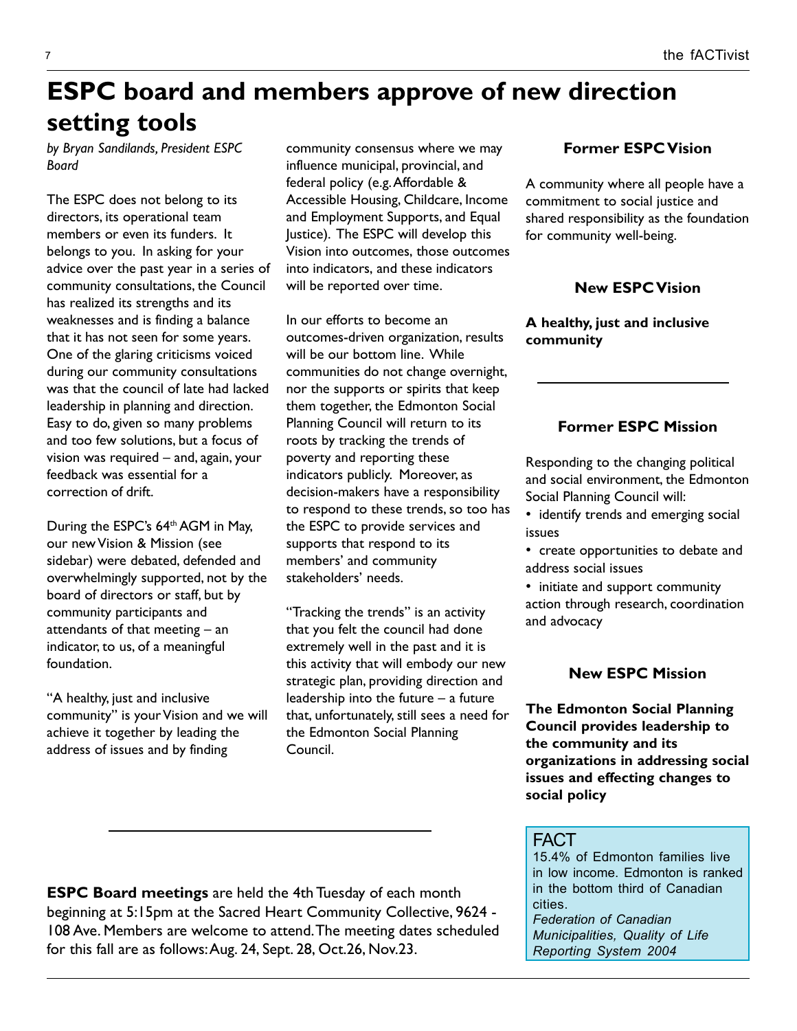# ESPC board and members approve of new direction setting tools

*by Bryan Sandilands, President ESPC Board*

The ESPC does not belong to its directors, its operational team members or even its funders. It belongs to you. In asking for your advice over the past year in a series of community consultations, the Council has realized its strengths and its weaknesses and is finding a balance that it has not seen for some years. One of the glaring criticisms voiced during our community consultations was that the council of late had lacked leadership in planning and direction. Easy to do, given so many problems and too few solutions, but a focus of vision was required – and, again, your feedback was essential for a correction of drift.

During the ESPC's 64th AGM in May, our new Vision & Mission (see sidebar) were debated, defended and overwhelmingly supported, not by the board of directors or staff, but by community participants and attendants of that meeting – an indicator, to us, of a meaningful foundation.

"A healthy, just and inclusive community" is your Vision and we will achieve it together by leading the address of issues and by finding community consensus where we may influence municipal, provincial, and federal policy (e.g. Affordable & Accessible Housing, Childcare, Income and Employment Supports, and Equal Justice). The ESPC will develop this Vision into outcomes, those outcomes into indicators, and these indicators will be reported over time.

In our efforts to become an outcomes-driven organization, results will be our bottom line. While communities do not change overnight, nor the supports or spirits that keep them together, the Edmonton Social Planning Council will return to its roots by tracking the trends of poverty and reporting these indicators publicly. Moreover, as decision-makers have a responsibility to respond to these trends, so too has the ESPC to provide services and supports that respond to its members' and community stakeholders' needs.

"Tracking the trends" is an activity that you felt the council had done extremely well in the past and it is this activity that will embody our new strategic plan, providing direction and leadership into the future – a future that, unfortunately, still sees a need for the Edmonton Social Planning Council.

### Former ESPC Vision

A community where all people have a commitment to social justice and shared responsibility as the foundation for community well-being.

### New ESPC Vision

**A healthy, just and inclusive community**

---

### Former ESPC Mission

Responding to the changing political and social environment, the Edmonton Social Planning Council will:

- identify trends and emerging social issues
- create opportunities to debate and address social issues
- initiate and support community action through research, coordination and advocacy

### New ESPC Mission

**The Edmonton Social Planning Council provides leadership to the community and its organizations in addressing social issues and effecting changes to social policy**

---

**ESPC Board meetings** are held the 4th Tuesday of each month beginning at 5:15pm at the Sacred Heart Community Collective, 9624 - 108 Ave. Members are welcome to attend. The meeting dates scheduled for this fall are as follows: Aug. 24, Sept. 28, Oct. 26, Nov. 23.

---

**FACT**

15.4% of Edmonton families live in low income. Edmonton is ranked in the bottom third of Canadian cities.

*Federation of Canadian Municipalities, Quality of Life Reporting System 2004*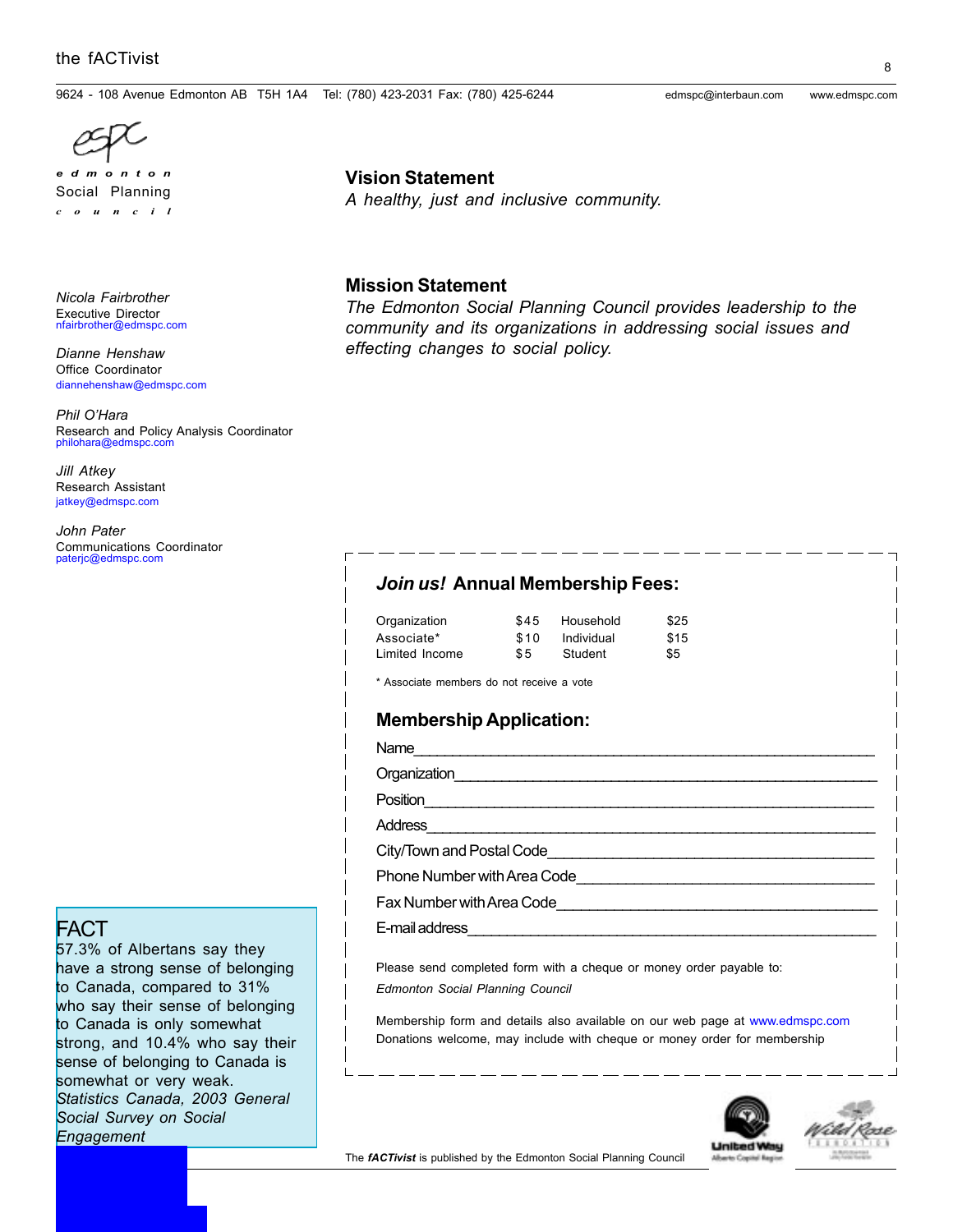9624 - 108 Avenue Edmonton AB T5H 1A4 Tel: (780) 423-2031 Fax: (780) 425-6244 edmspc@interbaun.com www.edmspc.com

edmonton Social Planning council

*Nicola Fairbrother*
Executive Director
nfairbrother@edmspc.com

*Dianne Henshaw*
Office Coordinator
diannehenshaw@edmspc.com

*Phil O'Hara*
Research and Policy Analysis Coordinator
philohara@edmspc.com

*Jill Atkey*
Research Assistant
jatkey@edmspc.com

*John Pater*
Communications Coordinator
paterjc@edmspc.com

## Vision Statement

*A healthy, just and inclusive community.*

## Mission Statement

*The Edmonton Social Planning Council provides leadership to the community and its organizations in addressing social issues and effecting changes to social policy.*

## *Join us!* Annual Membership Fees:

| | | | |
|---|---|---|---|
| Organization | $45 | Household | $25 |
| Associate* | $10 | Individual | $15 |
| Limited Income | $5 | Student | $5 |

* Associate members do not receive a vote

## Membership Application:

Name\_\_\_\_\_\_\_\_\_\_\_\_\_\_\_\_\_\_\_\_\_\_\_\_\_\_\_\_\_\_\_\_\_\_\_\_\_\_\_\_

Organization\_\_\_\_\_\_\_\_\_\_\_\_\_\_\_\_\_\_\_\_\_\_\_\_\_\_\_\_\_\_\_\_\_\_\_\_

Position\_\_\_\_\_\_\_\_\_\_\_\_\_\_\_\_\_\_\_\_\_\_\_\_\_\_\_\_\_\_\_\_\_\_\_\_\_\_\_

Address\_\_\_\_\_\_\_\_\_\_\_\_\_\_\_\_\_\_\_\_\_\_\_\_\_\_\_\_\_\_\_\_\_\_\_\_\_\_\_

City/Town and Postal Code\_\_\_\_\_\_\_\_\_\_\_\_\_\_\_\_\_\_\_\_\_\_\_\_\_\_\_\_

Phone Number with Area Code\_\_\_\_\_\_\_\_\_\_\_\_\_\_\_\_\_\_\_\_\_\_\_\_\_\_

Fax Number with Area Code\_\_\_\_\_\_\_\_\_\_\_\_\_\_\_\_\_\_\_\_\_\_\_\_\_\_\_

E-mail address\_\_\_\_\_\_\_\_\_\_\_\_\_\_\_\_\_\_\_\_\_\_\_\_\_\_\_\_\_\_\_\_\_\_\_

Please send completed form with a cheque or money order payable to:
*Edmonton Social Planning Council*

Membership form and details also available on our web page at www.edmspc.com
Donations welcome, may include with cheque or money order for membership

**FACT**
57.3% of Albertans say they have a strong sense of belonging to Canada, compared to 31% who say their sense of belonging to Canada is only somewhat strong, and 10.4% who say their sense of belonging to Canada is somewhat or very weak.
*Statistics Canada, 2003 General Social Survey on Social Engagement*

The ***fACTivist*** is published by the Edmonton Social Planning Council

United Way Alberta Capital Region

Wild Rose Foundation